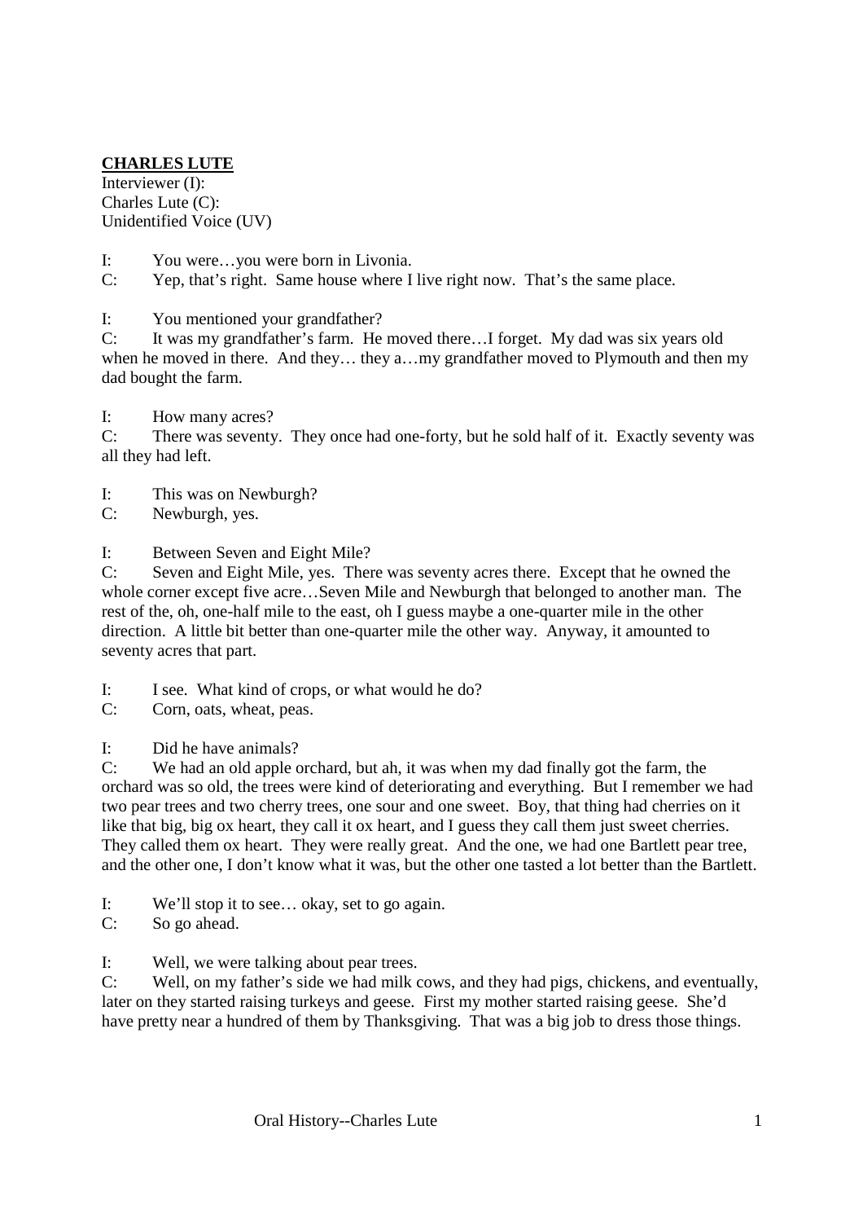**CHARLES LUTE**

Interviewer (I):
Charles Lute (C):
Unidentified Voice (UV)

I: You were…you were born in Livonia.
C: Yep, that's right. Same house where I live right now. That's the same place.

I: You mentioned your grandfather?
C: It was my grandfather's farm. He moved there…I forget. My dad was six years old when he moved in there. And they… they a…my grandfather moved to Plymouth and then my dad bought the farm.

I: How many acres?
C: There was seventy. They once had one-forty, but he sold half of it. Exactly seventy was all they had left.

I: This was on Newburgh?
C: Newburgh, yes.

I: Between Seven and Eight Mile?
C: Seven and Eight Mile, yes. There was seventy acres there. Except that he owned the whole corner except five acre…Seven Mile and Newburgh that belonged to another man. The rest of the, oh, one-half mile to the east, oh I guess maybe a one-quarter mile in the other direction. A little bit better than one-quarter mile the other way. Anyway, it amounted to seventy acres that part.

I: I see. What kind of crops, or what would he do?
C: Corn, oats, wheat, peas.

I: Did he have animals?
C: We had an old apple orchard, but ah, it was when my dad finally got the farm, the orchard was so old, the trees were kind of deteriorating and everything. But I remember we had two pear trees and two cherry trees, one sour and one sweet. Boy, that thing had cherries on it like that big, big ox heart, they call it ox heart, and I guess they call them just sweet cherries. They called them ox heart. They were really great. And the one, we had one Bartlett pear tree, and the other one, I don't know what it was, but the other one tasted a lot better than the Bartlett.

I: We'll stop it to see… okay, set to go again.
C: So go ahead.

I: Well, we were talking about pear trees.
C: Well, on my father's side we had milk cows, and they had pigs, chickens, and eventually, later on they started raising turkeys and geese. First my mother started raising geese. She'd have pretty near a hundred of them by Thanksgiving. That was a big job to dress those things.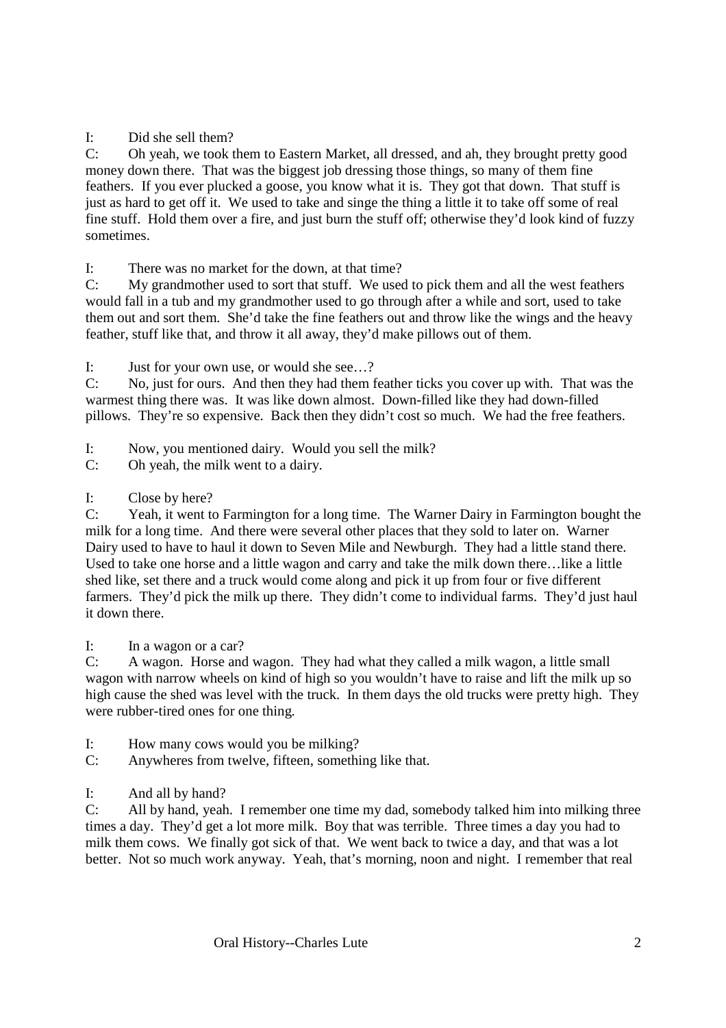I: Did she sell them?

C: Oh yeah, we took them to Eastern Market, all dressed, and ah, they brought pretty good money down there. That was the biggest job dressing those things, so many of them fine feathers. If you ever plucked a goose, you know what it is. They got that down. That stuff is just as hard to get off it. We used to take and singe the thing a little it to take off some of real fine stuff. Hold them over a fire, and just burn the stuff off; otherwise they'd look kind of fuzzy sometimes.

I: There was no market for the down, at that time?

C: My grandmother used to sort that stuff. We used to pick them and all the west feathers would fall in a tub and my grandmother used to go through after a while and sort, used to take them out and sort them. She'd take the fine feathers out and throw like the wings and the heavy feather, stuff like that, and throw it all away, they'd make pillows out of them.

I: Just for your own use, or would she see…?

C: No, just for ours. And then they had them feather ticks you cover up with. That was the warmest thing there was. It was like down almost. Down-filled like they had down-filled pillows. They're so expensive. Back then they didn't cost so much. We had the free feathers.

I: Now, you mentioned dairy. Would you sell the milk?

C: Oh yeah, the milk went to a dairy.

I: Close by here?

C: Yeah, it went to Farmington for a long time. The Warner Dairy in Farmington bought the milk for a long time. And there were several other places that they sold to later on. Warner Dairy used to have to haul it down to Seven Mile and Newburgh. They had a little stand there. Used to take one horse and a little wagon and carry and take the milk down there…like a little shed like, set there and a truck would come along and pick it up from four or five different farmers. They'd pick the milk up there. They didn't come to individual farms. They'd just haul it down there.

I: In a wagon or a car?

C: A wagon. Horse and wagon. They had what they called a milk wagon, a little small wagon with narrow wheels on kind of high so you wouldn't have to raise and lift the milk up so high cause the shed was level with the truck. In them days the old trucks were pretty high. They were rubber-tired ones for one thing.

I: How many cows would you be milking?

C: Anywheres from twelve, fifteen, something like that.

I: And all by hand?

C: All by hand, yeah. I remember one time my dad, somebody talked him into milking three times a day. They'd get a lot more milk. Boy that was terrible. Three times a day you had to milk them cows. We finally got sick of that. We went back to twice a day, and that was a lot better. Not so much work anyway. Yeah, that's morning, noon and night. I remember that real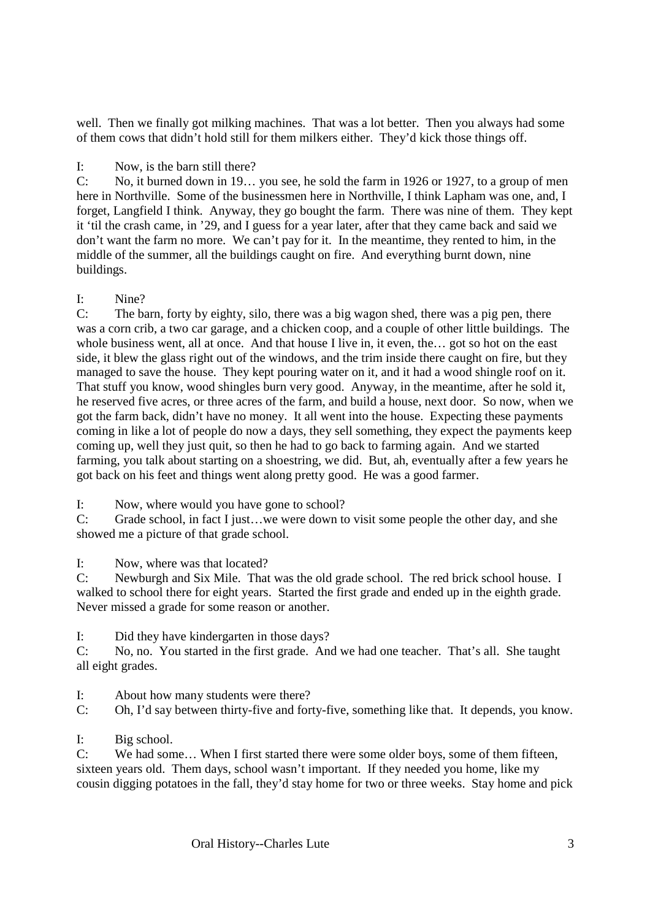well. Then we finally got milking machines. That was a lot better. Then you always had some of them cows that didn't hold still for them milkers either. They'd kick those things off.

I: Now, is the barn still there?

C: No, it burned down in 19… you see, he sold the farm in 1926 or 1927, to a group of men here in Northville. Some of the businessmen here in Northville, I think Lapham was one, and, I forget, Langfield I think. Anyway, they go bought the farm. There was nine of them. They kept it 'til the crash came, in '29, and I guess for a year later, after that they came back and said we don't want the farm no more. We can't pay for it. In the meantime, they rented to him, in the middle of the summer, all the buildings caught on fire. And everything burnt down, nine buildings.

I: Nine?

C: The barn, forty by eighty, silo, there was a big wagon shed, there was a pig pen, there was a corn crib, a two car garage, and a chicken coop, and a couple of other little buildings. The whole business went, all at once. And that house I live in, it even, the… got so hot on the east side, it blew the glass right out of the windows, and the trim inside there caught on fire, but they managed to save the house. They kept pouring water on it, and it had a wood shingle roof on it. That stuff you know, wood shingles burn very good. Anyway, in the meantime, after he sold it, he reserved five acres, or three acres of the farm, and build a house, next door. So now, when we got the farm back, didn't have no money. It all went into the house. Expecting these payments coming in like a lot of people do now a days, they sell something, they expect the payments keep coming up, well they just quit, so then he had to go back to farming again. And we started farming, you talk about starting on a shoestring, we did. But, ah, eventually after a few years he got back on his feet and things went along pretty good. He was a good farmer.

I: Now, where would you have gone to school?

C: Grade school, in fact I just…we were down to visit some people the other day, and she showed me a picture of that grade school.

I: Now, where was that located?

C: Newburgh and Six Mile. That was the old grade school. The red brick school house. I walked to school there for eight years. Started the first grade and ended up in the eighth grade. Never missed a grade for some reason or another.

I: Did they have kindergarten in those days?

C: No, no. You started in the first grade. And we had one teacher. That's all. She taught all eight grades.

I: About how many students were there?

C: Oh, I'd say between thirty-five and forty-five, something like that. It depends, you know.

I: Big school.

C: We had some… When I first started there were some older boys, some of them fifteen, sixteen years old. Them days, school wasn't important. If they needed you home, like my cousin digging potatoes in the fall, they'd stay home for two or three weeks. Stay home and pick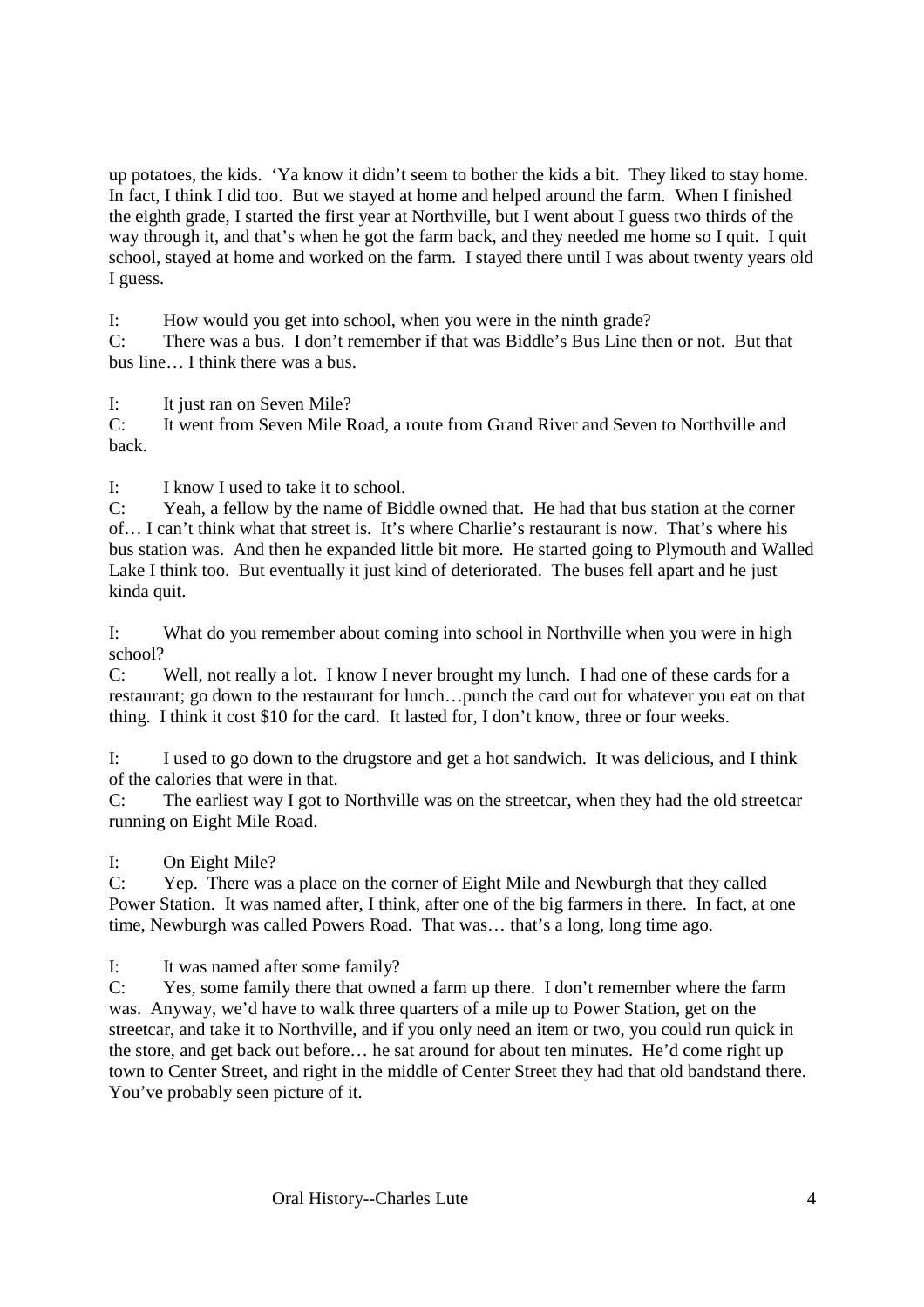up potatoes, the kids. 'Ya know it didn't seem to bother the kids a bit. They liked to stay home. In fact, I think I did too. But we stayed at home and helped around the farm. When I finished the eighth grade, I started the first year at Northville, but I went about I guess two thirds of the way through it, and that's when he got the farm back, and they needed me home so I quit. I quit school, stayed at home and worked on the farm. I stayed there until I was about twenty years old I guess.

I: How would you get into school, when you were in the ninth grade?
C: There was a bus. I don't remember if that was Biddle's Bus Line then or not. But that bus line… I think there was a bus.

I: It just ran on Seven Mile?
C: It went from Seven Mile Road, a route from Grand River and Seven to Northville and back.

I: I know I used to take it to school.
C: Yeah, a fellow by the name of Biddle owned that. He had that bus station at the corner of… I can't think what that street is. It's where Charlie's restaurant is now. That's where his bus station was. And then he expanded little bit more. He started going to Plymouth and Walled Lake I think too. But eventually it just kind of deteriorated. The buses fell apart and he just kinda quit.

I: What do you remember about coming into school in Northville when you were in high school?
C: Well, not really a lot. I know I never brought my lunch. I had one of these cards for a restaurant; go down to the restaurant for lunch…punch the card out for whatever you eat on that thing. I think it cost $10 for the card. It lasted for, I don't know, three or four weeks.

I: I used to go down to the drugstore and get a hot sandwich. It was delicious, and I think of the calories that were in that.
C: The earliest way I got to Northville was on the streetcar, when they had the old streetcar running on Eight Mile Road.

I: On Eight Mile?
C: Yep. There was a place on the corner of Eight Mile and Newburgh that they called Power Station. It was named after, I think, after one of the big farmers in there. In fact, at one time, Newburgh was called Powers Road. That was… that's a long, long time ago.

I: It was named after some family?
C: Yes, some family there that owned a farm up there. I don't remember where the farm was. Anyway, we'd have to walk three quarters of a mile up to Power Station, get on the streetcar, and take it to Northville, and if you only need an item or two, you could run quick in the store, and get back out before… he sat around for about ten minutes. He'd come right up town to Center Street, and right in the middle of Center Street they had that old bandstand there. You've probably seen picture of it.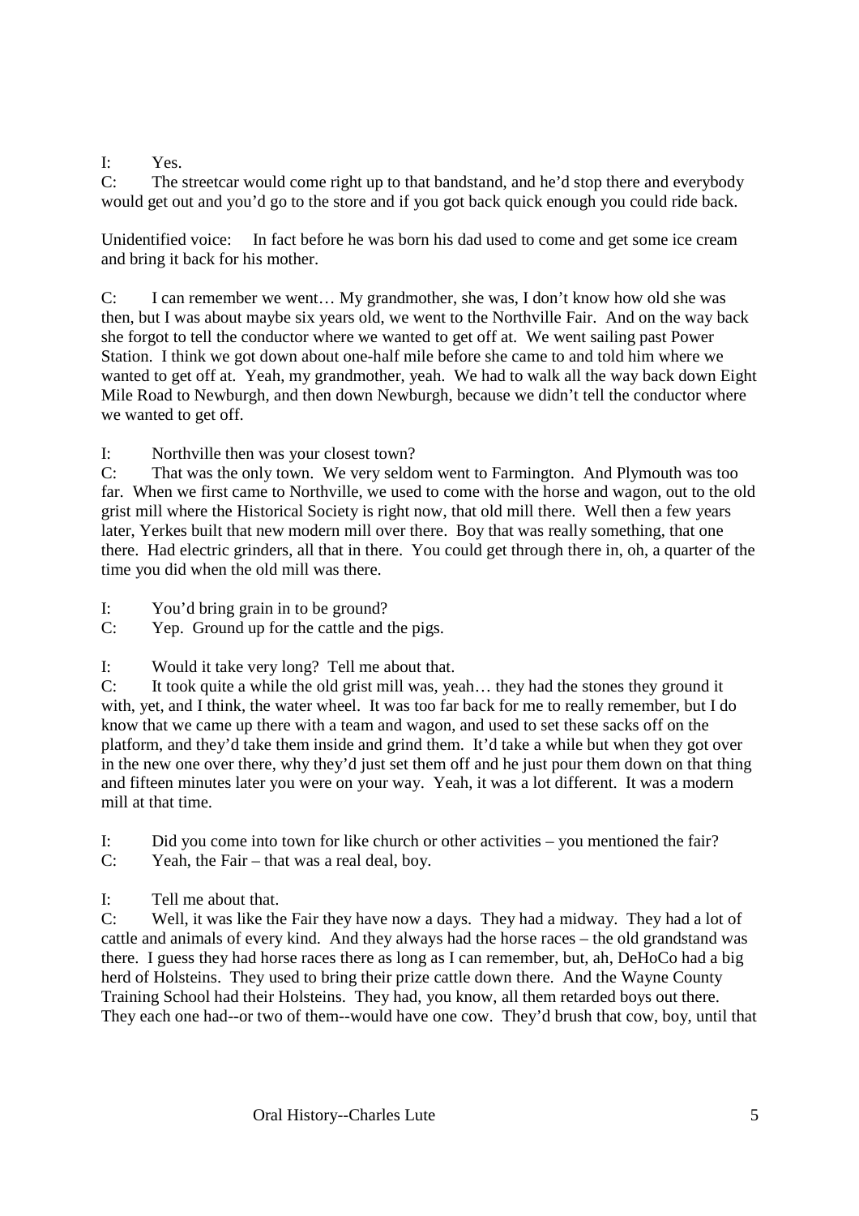I: Yes.
C: The streetcar would come right up to that bandstand, and he'd stop there and everybody would get out and you'd go to the store and if you got back quick enough you could ride back.

Unidentified voice: In fact before he was born his dad used to come and get some ice cream and bring it back for his mother.

C: I can remember we went… My grandmother, she was, I don't know how old she was then, but I was about maybe six years old, we went to the Northville Fair. And on the way back she forgot to tell the conductor where we wanted to get off at. We went sailing past Power Station. I think we got down about one-half mile before she came to and told him where we wanted to get off at. Yeah, my grandmother, yeah. We had to walk all the way back down Eight Mile Road to Newburgh, and then down Newburgh, because we didn't tell the conductor where we wanted to get off.

I: Northville then was your closest town?
C: That was the only town. We very seldom went to Farmington. And Plymouth was too far. When we first came to Northville, we used to come with the horse and wagon, out to the old grist mill where the Historical Society is right now, that old mill there. Well then a few years later, Yerkes built that new modern mill over there. Boy that was really something, that one there. Had electric grinders, all that in there. You could get through there in, oh, a quarter of the time you did when the old mill was there.

I: You'd bring grain in to be ground?
C: Yep. Ground up for the cattle and the pigs.

I: Would it take very long? Tell me about that.
C: It took quite a while the old grist mill was, yeah… they had the stones they ground it with, yet, and I think, the water wheel. It was too far back for me to really remember, but I do know that we came up there with a team and wagon, and used to set these sacks off on the platform, and they'd take them inside and grind them. It'd take a while but when they got over in the new one over there, why they'd just set them off and he just pour them down on that thing and fifteen minutes later you were on your way. Yeah, it was a lot different. It was a modern mill at that time.

I: Did you come into town for like church or other activities – you mentioned the fair?
C: Yeah, the Fair – that was a real deal, boy.

I: Tell me about that.
C: Well, it was like the Fair they have now a days. They had a midway. They had a lot of cattle and animals of every kind. And they always had the horse races – the old grandstand was there. I guess they had horse races there as long as I can remember, but, ah, DeHoCo had a big herd of Holsteins. They used to bring their prize cattle down there. And the Wayne County Training School had their Holsteins. They had, you know, all them retarded boys out there. They each one had--or two of them--would have one cow. They'd brush that cow, boy, until that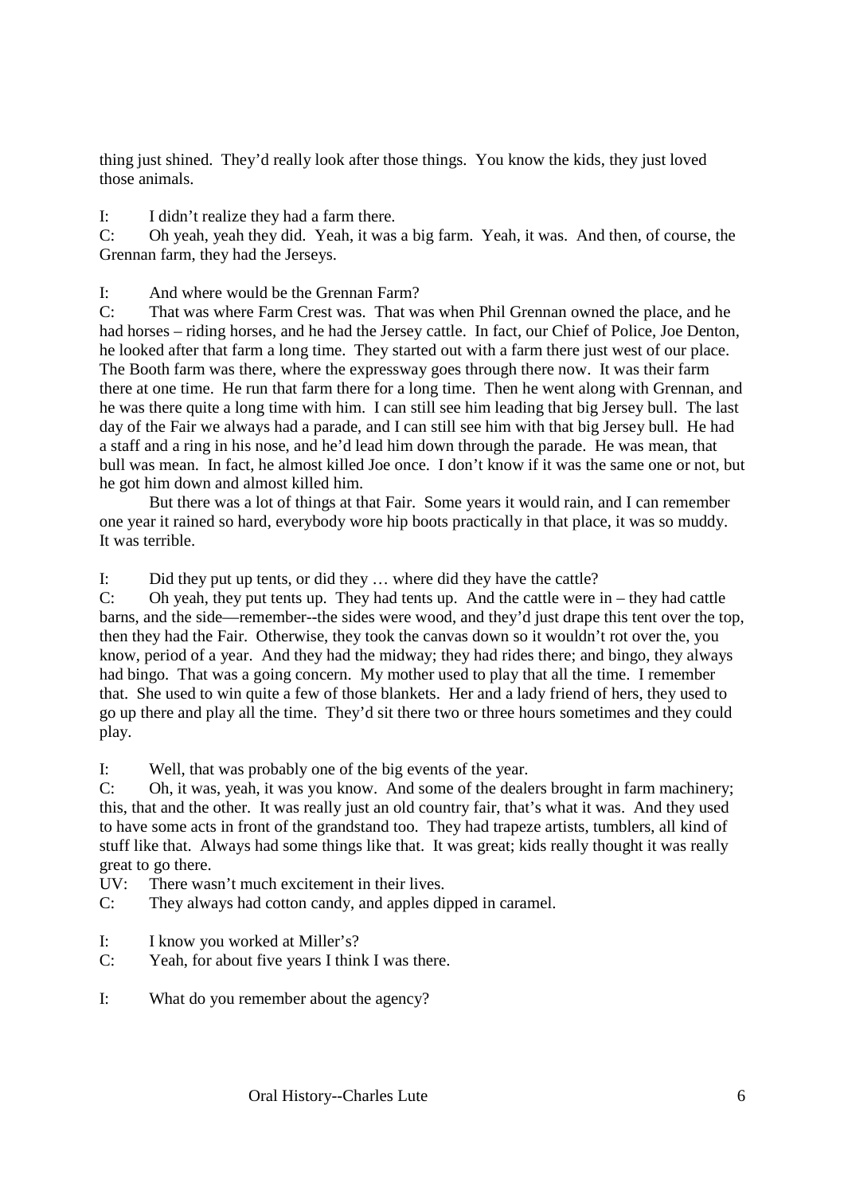thing just shined. They'd really look after those things. You know the kids, they just loved those animals.

I: I didn't realize they had a farm there.
C: Oh yeah, yeah they did. Yeah, it was a big farm. Yeah, it was. And then, of course, the Grennan farm, they had the Jerseys.

I: And where would be the Grennan Farm?
C: That was where Farm Crest was. That was when Phil Grennan owned the place, and he had horses – riding horses, and he had the Jersey cattle. In fact, our Chief of Police, Joe Denton, he looked after that farm a long time. They started out with a farm there just west of our place. The Booth farm was there, where the expressway goes through there now. It was their farm there at one time. He run that farm there for a long time. Then he went along with Grennan, and he was there quite a long time with him. I can still see him leading that big Jersey bull. The last day of the Fair we always had a parade, and I can still see him with that big Jersey bull. He had a staff and a ring in his nose, and he'd lead him down through the parade. He was mean, that bull was mean. In fact, he almost killed Joe once. I don't know if it was the same one or not, but he got him down and almost killed him.

But there was a lot of things at that Fair. Some years it would rain, and I can remember one year it rained so hard, everybody wore hip boots practically in that place, it was so muddy. It was terrible.

I: Did they put up tents, or did they … where did they have the cattle?
C: Oh yeah, they put tents up. They had tents up. And the cattle were in – they had cattle barns, and the side—remember--the sides were wood, and they'd just drape this tent over the top, then they had the Fair. Otherwise, they took the canvas down so it wouldn't rot over the, you know, period of a year. And they had the midway; they had rides there; and bingo, they always had bingo. That was a going concern. My mother used to play that all the time. I remember that. She used to win quite a few of those blankets. Her and a lady friend of hers, they used to go up there and play all the time. They'd sit there two or three hours sometimes and they could play.

I: Well, that was probably one of the big events of the year.
C: Oh, it was, yeah, it was you know. And some of the dealers brought in farm machinery; this, that and the other. It was really just an old country fair, that's what it was. And they used to have some acts in front of the grandstand too. They had trapeze artists, tumblers, all kind of stuff like that. Always had some things like that. It was great; kids really thought it was really great to go there.
UV: There wasn't much excitement in their lives.
C: They always had cotton candy, and apples dipped in caramel.

I: I know you worked at Miller's?
C: Yeah, for about five years I think I was there.

I: What do you remember about the agency?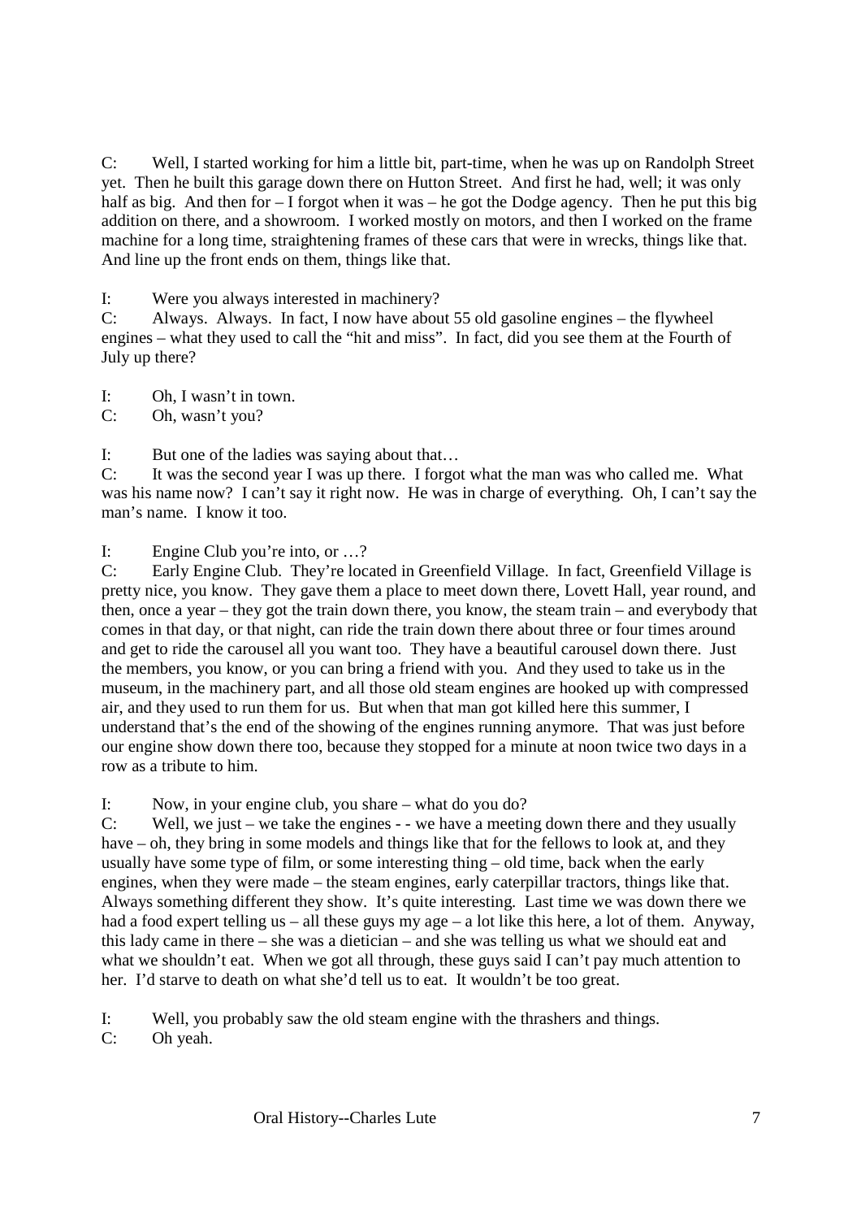C: Well, I started working for him a little bit, part-time, when he was up on Randolph Street yet. Then he built this garage down there on Hutton Street. And first he had, well; it was only half as big. And then for – I forgot when it was – he got the Dodge agency. Then he put this big addition on there, and a showroom. I worked mostly on motors, and then I worked on the frame machine for a long time, straightening frames of these cars that were in wrecks, things like that. And line up the front ends on them, things like that.

I: Were you always interested in machinery?

C: Always. Always. In fact, I now have about 55 old gasoline engines – the flywheel engines – what they used to call the "hit and miss". In fact, did you see them at the Fourth of July up there?

I: Oh, I wasn't in town.

C: Oh, wasn't you?

I: But one of the ladies was saying about that…

C: It was the second year I was up there. I forgot what the man was who called me. What was his name now? I can't say it right now. He was in charge of everything. Oh, I can't say the man's name. I know it too.

I: Engine Club you're into, or …?

C: Early Engine Club. They're located in Greenfield Village. In fact, Greenfield Village is pretty nice, you know. They gave them a place to meet down there, Lovett Hall, year round, and then, once a year – they got the train down there, you know, the steam train – and everybody that comes in that day, or that night, can ride the train down there about three or four times around and get to ride the carousel all you want too. They have a beautiful carousel down there. Just the members, you know, or you can bring a friend with you. And they used to take us in the museum, in the machinery part, and all those old steam engines are hooked up with compressed air, and they used to run them for us. But when that man got killed here this summer, I understand that's the end of the showing of the engines running anymore. That was just before our engine show down there too, because they stopped for a minute at noon twice two days in a row as a tribute to him.

I: Now, in your engine club, you share – what do you do?

C: Well, we just – we take the engines - - we have a meeting down there and they usually have – oh, they bring in some models and things like that for the fellows to look at, and they usually have some type of film, or some interesting thing – old time, back when the early engines, when they were made – the steam engines, early caterpillar tractors, things like that. Always something different they show. It's quite interesting. Last time we was down there we had a food expert telling us – all these guys my age – a lot like this here, a lot of them. Anyway, this lady came in there – she was a dietician – and she was telling us what we should eat and what we shouldn't eat. When we got all through, these guys said I can't pay much attention to her. I'd starve to death on what she'd tell us to eat. It wouldn't be too great.

I: Well, you probably saw the old steam engine with the thrashers and things.

C: Oh yeah.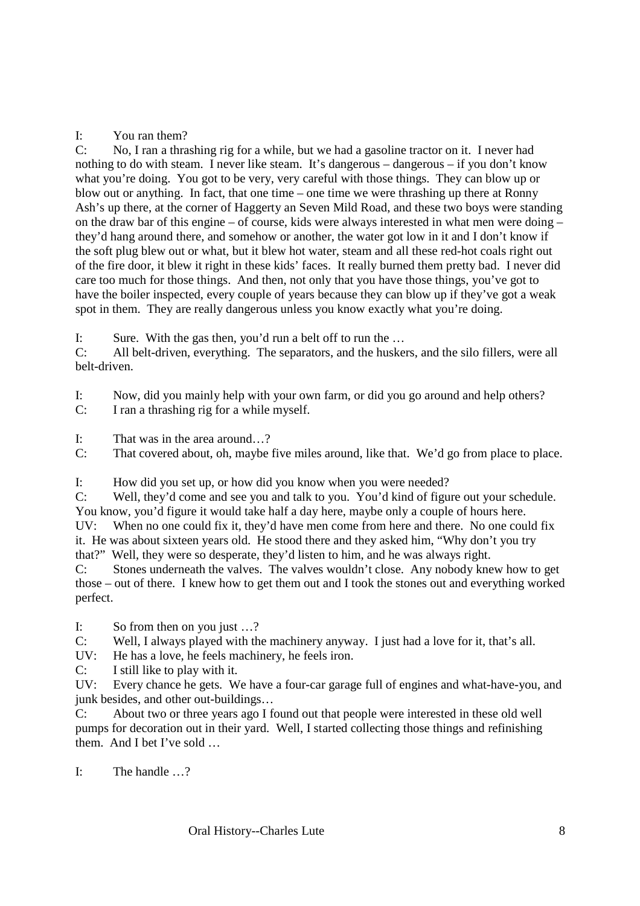I: You ran them?
C: No, I ran a thrashing rig for a while, but we had a gasoline tractor on it. I never had nothing to do with steam. I never like steam. It's dangerous – dangerous – if you don't know what you're doing. You got to be very, very careful with those things. They can blow up or blow out or anything. In fact, that one time – one time we were thrashing up there at Ronny Ash's up there, at the corner of Haggerty an Seven Mild Road, and these two boys were standing on the draw bar of this engine – of course, kids were always interested in what men were doing – they'd hang around there, and somehow or another, the water got low in it and I don't know if the soft plug blew out or what, but it blew hot water, steam and all these red-hot coals right out of the fire door, it blew it right in these kids' faces. It really burned them pretty bad. I never did care too much for those things. And then, not only that you have those things, you've got to have the boiler inspected, every couple of years because they can blow up if they've got a weak spot in them. They are really dangerous unless you know exactly what you're doing.

I: Sure. With the gas then, you'd run a belt off to run the …
C: All belt-driven, everything. The separators, and the huskers, and the silo fillers, were all belt-driven.

I: Now, did you mainly help with your own farm, or did you go around and help others?
C: I ran a thrashing rig for a while myself.

I: That was in the area around…?
C: That covered about, oh, maybe five miles around, like that. We'd go from place to place.

I: How did you set up, or how did you know when you were needed?
C: Well, they'd come and see you and talk to you. You'd kind of figure out your schedule. You know, you'd figure it would take half a day here, maybe only a couple of hours here.
UV: When no one could fix it, they'd have men come from here and there. No one could fix it. He was about sixteen years old. He stood there and they asked him, "Why don't you try that?" Well, they were so desperate, they'd listen to him, and he was always right.
C: Stones underneath the valves. The valves wouldn't close. Any nobody knew how to get those – out of there. I knew how to get them out and I took the stones out and everything worked perfect.

I: So from then on you just …?
C: Well, I always played with the machinery anyway. I just had a love for it, that's all.
UV: He has a love, he feels machinery, he feels iron.
C: I still like to play with it.
UV: Every chance he gets. We have a four-car garage full of engines and what-have-you, and junk besides, and other out-buildings…
C: About two or three years ago I found out that people were interested in these old well pumps for decoration out in their yard. Well, I started collecting those things and refinishing them. And I bet I've sold …

I: The handle …?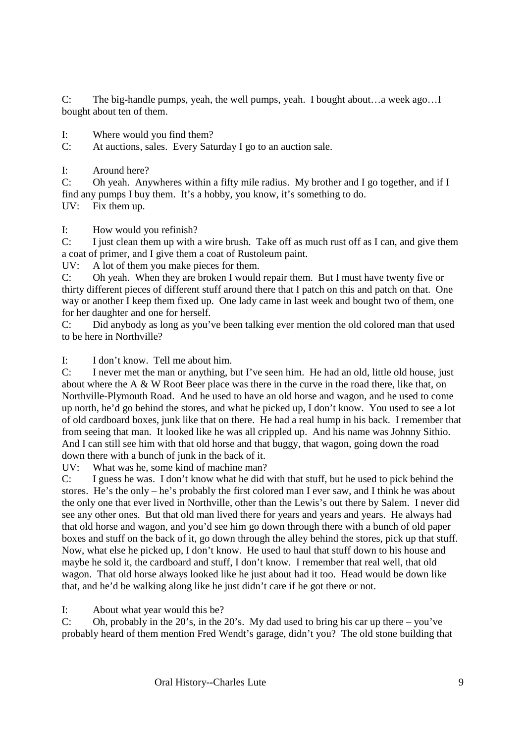C: The big-handle pumps, yeah, the well pumps, yeah. I bought about…a week ago…I bought about ten of them.

I: Where would you find them?
C: At auctions, sales. Every Saturday I go to an auction sale.

I: Around here?
C: Oh yeah. Anywheres within a fifty mile radius. My brother and I go together, and if I find any pumps I buy them. It's a hobby, you know, it's something to do.
UV: Fix them up.

I: How would you refinish?
C: I just clean them up with a wire brush. Take off as much rust off as I can, and give them a coat of primer, and I give them a coat of Rustoleum paint.
UV: A lot of them you make pieces for them.
C: Oh yeah. When they are broken I would repair them. But I must have twenty five or thirty different pieces of different stuff around there that I patch on this and patch on that. One way or another I keep them fixed up. One lady came in last week and bought two of them, one for her daughter and one for herself.
C: Did anybody as long as you've been talking ever mention the old colored man that used to be here in Northville?

I: I don't know. Tell me about him.
C: I never met the man or anything, but I've seen him. He had an old, little old house, just about where the A & W Root Beer place was there in the curve in the road there, like that, on Northville-Plymouth Road. And he used to have an old horse and wagon, and he used to come up north, he'd go behind the stores, and what he picked up, I don't know. You used to see a lot of old cardboard boxes, junk like that on there. He had a real hump in his back. I remember that from seeing that man. It looked like he was all crippled up. And his name was Johnny Sithio. And I can still see him with that old horse and that buggy, that wagon, going down the road down there with a bunch of junk in the back of it.
UV: What was he, some kind of machine man?
C: I guess he was. I don't know what he did with that stuff, but he used to pick behind the stores. He's the only – he's probably the first colored man I ever saw, and I think he was about the only one that ever lived in Northville, other than the Lewis's out there by Salem. I never did see any other ones. But that old man lived there for years and years and years. He always had that old horse and wagon, and you'd see him go down through there with a bunch of old paper boxes and stuff on the back of it, go down through the alley behind the stores, pick up that stuff. Now, what else he picked up, I don't know. He used to haul that stuff down to his house and maybe he sold it, the cardboard and stuff, I don't know. I remember that real well, that old wagon. That old horse always looked like he just about had it too. Head would be down like that, and he'd be walking along like he just didn't care if he got there or not.

I: About what year would this be?
C: Oh, probably in the 20's, in the 20's. My dad used to bring his car up there – you've probably heard of them mention Fred Wendt's garage, didn't you? The old stone building that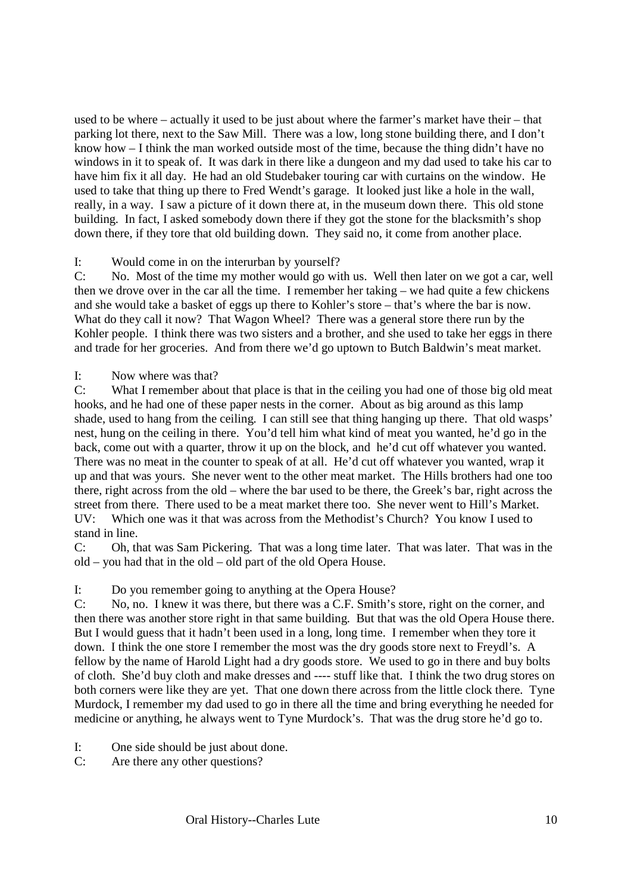used to be where – actually it used to be just about where the farmer's market have their – that parking lot there, next to the Saw Mill. There was a low, long stone building there, and I don't know how – I think the man worked outside most of the time, because the thing didn't have no windows in it to speak of. It was dark in there like a dungeon and my dad used to take his car to have him fix it all day. He had an old Studebaker touring car with curtains on the window. He used to take that thing up there to Fred Wendt's garage. It looked just like a hole in the wall, really, in a way. I saw a picture of it down there at, in the museum down there. This old stone building. In fact, I asked somebody down there if they got the stone for the blacksmith's shop down there, if they tore that old building down. They said no, it come from another place.

I: Would come in on the interurban by yourself?
C: No. Most of the time my mother would go with us. Well then later on we got a car, well then we drove over in the car all the time. I remember her taking – we had quite a few chickens and she would take a basket of eggs up there to Kohler's store – that's where the bar is now. What do they call it now? That Wagon Wheel? There was a general store there run by the Kohler people. I think there was two sisters and a brother, and she used to take her eggs in there and trade for her groceries. And from there we'd go uptown to Butch Baldwin's meat market.

I: Now where was that?
C: What I remember about that place is that in the ceiling you had one of those big old meat hooks, and he had one of these paper nests in the corner. About as big around as this lamp shade, used to hang from the ceiling. I can still see that thing hanging up there. That old wasps' nest, hung on the ceiling in there. You'd tell him what kind of meat you wanted, he'd go in the back, come out with a quarter, throw it up on the block, and he'd cut off whatever you wanted. There was no meat in the counter to speak of at all. He'd cut off whatever you wanted, wrap it up and that was yours. She never went to the other meat market. The Hills brothers had one too there, right across from the old – where the bar used to be there, the Greek's bar, right across the street from there. There used to be a meat market there too. She never went to Hill's Market.
UV: Which one was it that was across from the Methodist's Church? You know I used to stand in line.
C: Oh, that was Sam Pickering. That was a long time later. That was later. That was in the old – you had that in the old – old part of the old Opera House.

I: Do you remember going to anything at the Opera House?
C: No, no. I knew it was there, but there was a C.F. Smith's store, right on the corner, and then there was another store right in that same building. But that was the old Opera House there. But I would guess that it hadn't been used in a long, long time. I remember when they tore it down. I think the one store I remember the most was the dry goods store next to Freydl's. A fellow by the name of Harold Light had a dry goods store. We used to go in there and buy bolts of cloth. She'd buy cloth and make dresses and ---- stuff like that. I think the two drug stores on both corners were like they are yet. That one down there across from the little clock there. Tyne Murdock, I remember my dad used to go in there all the time and bring everything he needed for medicine or anything, he always went to Tyne Murdock's. That was the drug store he'd go to.

I: One side should be just about done.
C: Are there any other questions?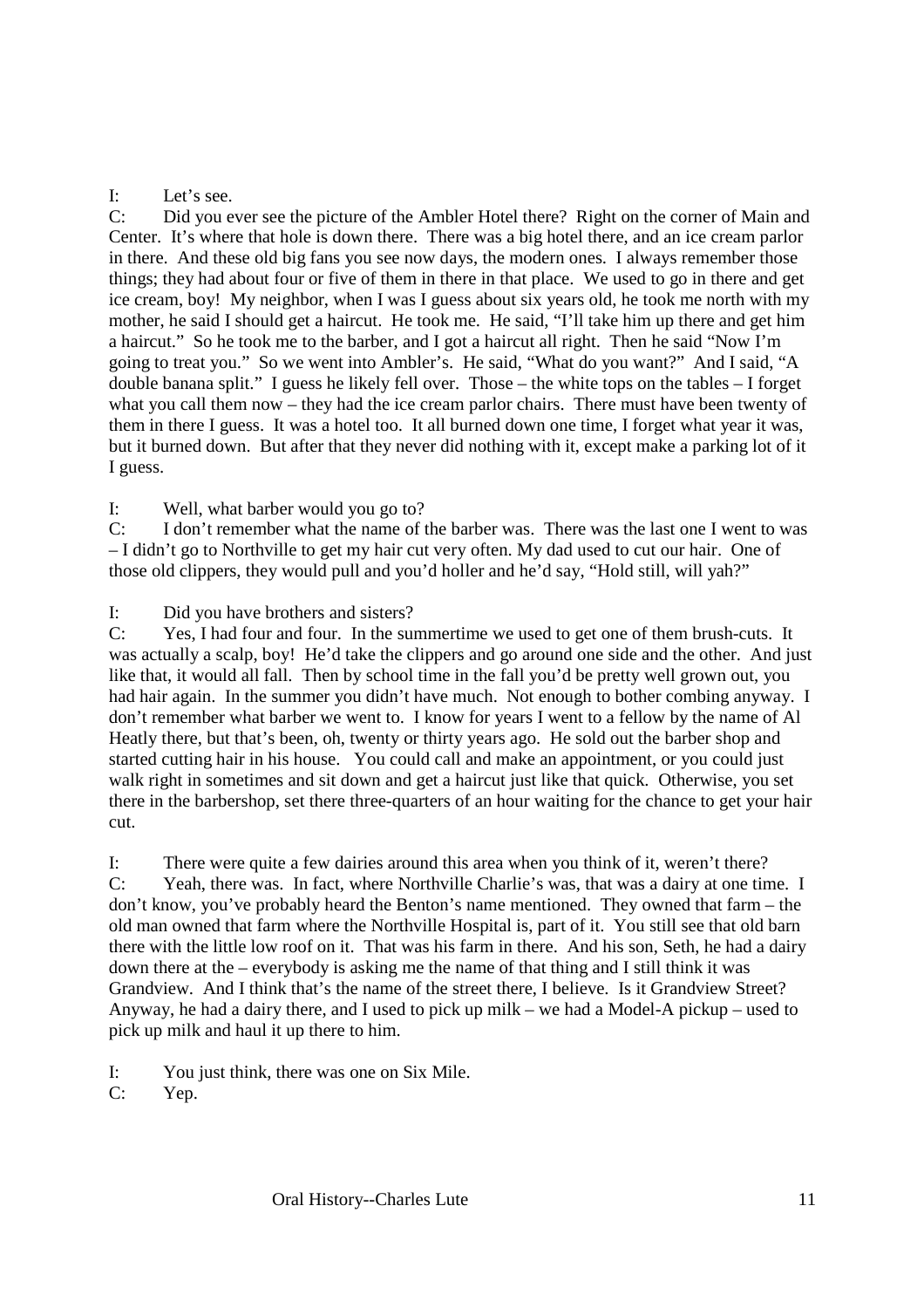I: Let's see.

C: Did you ever see the picture of the Ambler Hotel there? Right on the corner of Main and Center. It's where that hole is down there. There was a big hotel there, and an ice cream parlor in there. And these old big fans you see now days, the modern ones. I always remember those things; they had about four or five of them in there in that place. We used to go in there and get ice cream, boy! My neighbor, when I was I guess about six years old, he took me north with my mother, he said I should get a haircut. He took me. He said, "I'll take him up there and get him a haircut." So he took me to the barber, and I got a haircut all right. Then he said "Now I'm going to treat you." So we went into Ambler's. He said, "What do you want?" And I said, "A double banana split." I guess he likely fell over. Those – the white tops on the tables – I forget what you call them now – they had the ice cream parlor chairs. There must have been twenty of them in there I guess. It was a hotel too. It all burned down one time, I forget what year it was, but it burned down. But after that they never did nothing with it, except make a parking lot of it I guess.

I: Well, what barber would you go to?

C: I don't remember what the name of the barber was. There was the last one I went to was – I didn't go to Northville to get my hair cut very often. My dad used to cut our hair. One of those old clippers, they would pull and you'd holler and he'd say, "Hold still, will yah?"

I: Did you have brothers and sisters?

C: Yes, I had four and four. In the summertime we used to get one of them brush-cuts. It was actually a scalp, boy! He'd take the clippers and go around one side and the other. And just like that, it would all fall. Then by school time in the fall you'd be pretty well grown out, you had hair again. In the summer you didn't have much. Not enough to bother combing anyway. I don't remember what barber we went to. I know for years I went to a fellow by the name of Al Heatly there, but that's been, oh, twenty or thirty years ago. He sold out the barber shop and started cutting hair in his house. You could call and make an appointment, or you could just walk right in sometimes and sit down and get a haircut just like that quick. Otherwise, you set there in the barbershop, set there three-quarters of an hour waiting for the chance to get your hair cut.

I: There were quite a few dairies around this area when you think of it, weren't there?

C: Yeah, there was. In fact, where Northville Charlie's was, that was a dairy at one time. I don't know, you've probably heard the Benton's name mentioned. They owned that farm – the old man owned that farm where the Northville Hospital is, part of it. You still see that old barn there with the little low roof on it. That was his farm in there. And his son, Seth, he had a dairy down there at the – everybody is asking me the name of that thing and I still think it was Grandview. And I think that's the name of the street there, I believe. Is it Grandview Street? Anyway, he had a dairy there, and I used to pick up milk – we had a Model-A pickup – used to pick up milk and haul it up there to him.

I: You just think, there was one on Six Mile.

C: Yep.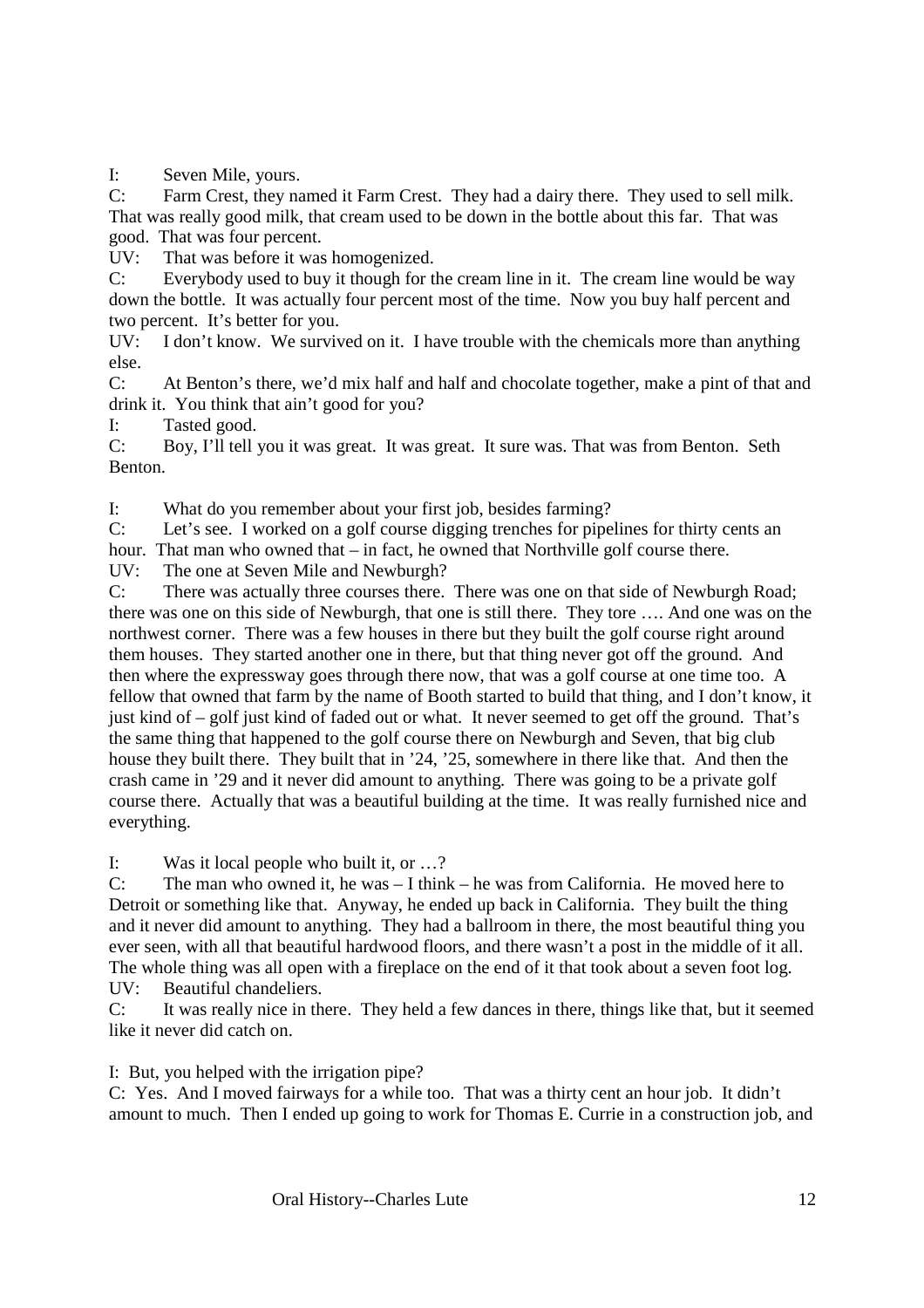I: Seven Mile, yours.

C: Farm Crest, they named it Farm Crest. They had a dairy there. They used to sell milk. That was really good milk, that cream used to be down in the bottle about this far. That was good. That was four percent.

UV: That was before it was homogenized.

C: Everybody used to buy it though for the cream line in it. The cream line would be way down the bottle. It was actually four percent most of the time. Now you buy half percent and two percent. It's better for you.

UV: I don't know. We survived on it. I have trouble with the chemicals more than anything else.

C: At Benton's there, we'd mix half and half and chocolate together, make a pint of that and drink it. You think that ain't good for you?

I: Tasted good.

C: Boy, I'll tell you it was great. It was great. It sure was. That was from Benton. Seth Benton.

I: What do you remember about your first job, besides farming?

C: Let's see. I worked on a golf course digging trenches for pipelines for thirty cents an hour. That man who owned that – in fact, he owned that Northville golf course there.

UV: The one at Seven Mile and Newburgh?

C: There was actually three courses there. There was one on that side of Newburgh Road; there was one on this side of Newburgh, that one is still there. They tore …. And one was on the northwest corner. There was a few houses in there but they built the golf course right around them houses. They started another one in there, but that thing never got off the ground. And then where the expressway goes through there now, that was a golf course at one time too. A fellow that owned that farm by the name of Booth started to build that thing, and I don't know, it just kind of – golf just kind of faded out or what. It never seemed to get off the ground. That's the same thing that happened to the golf course there on Newburgh and Seven, that big club house they built there. They built that in '24, '25, somewhere in there like that. And then the crash came in '29 and it never did amount to anything. There was going to be a private golf course there. Actually that was a beautiful building at the time. It was really furnished nice and everything.

I: Was it local people who built it, or …?

C: The man who owned it, he was – I think – he was from California. He moved here to Detroit or something like that. Anyway, he ended up back in California. They built the thing and it never did amount to anything. They had a ballroom in there, the most beautiful thing you ever seen, with all that beautiful hardwood floors, and there wasn't a post in the middle of it all. The whole thing was all open with a fireplace on the end of it that took about a seven foot log.

UV: Beautiful chandeliers.

C: It was really nice in there. They held a few dances in there, things like that, but it seemed like it never did catch on.

I: But, you helped with the irrigation pipe?

C: Yes. And I moved fairways for a while too. That was a thirty cent an hour job. It didn't amount to much. Then I ended up going to work for Thomas E. Currie in a construction job, and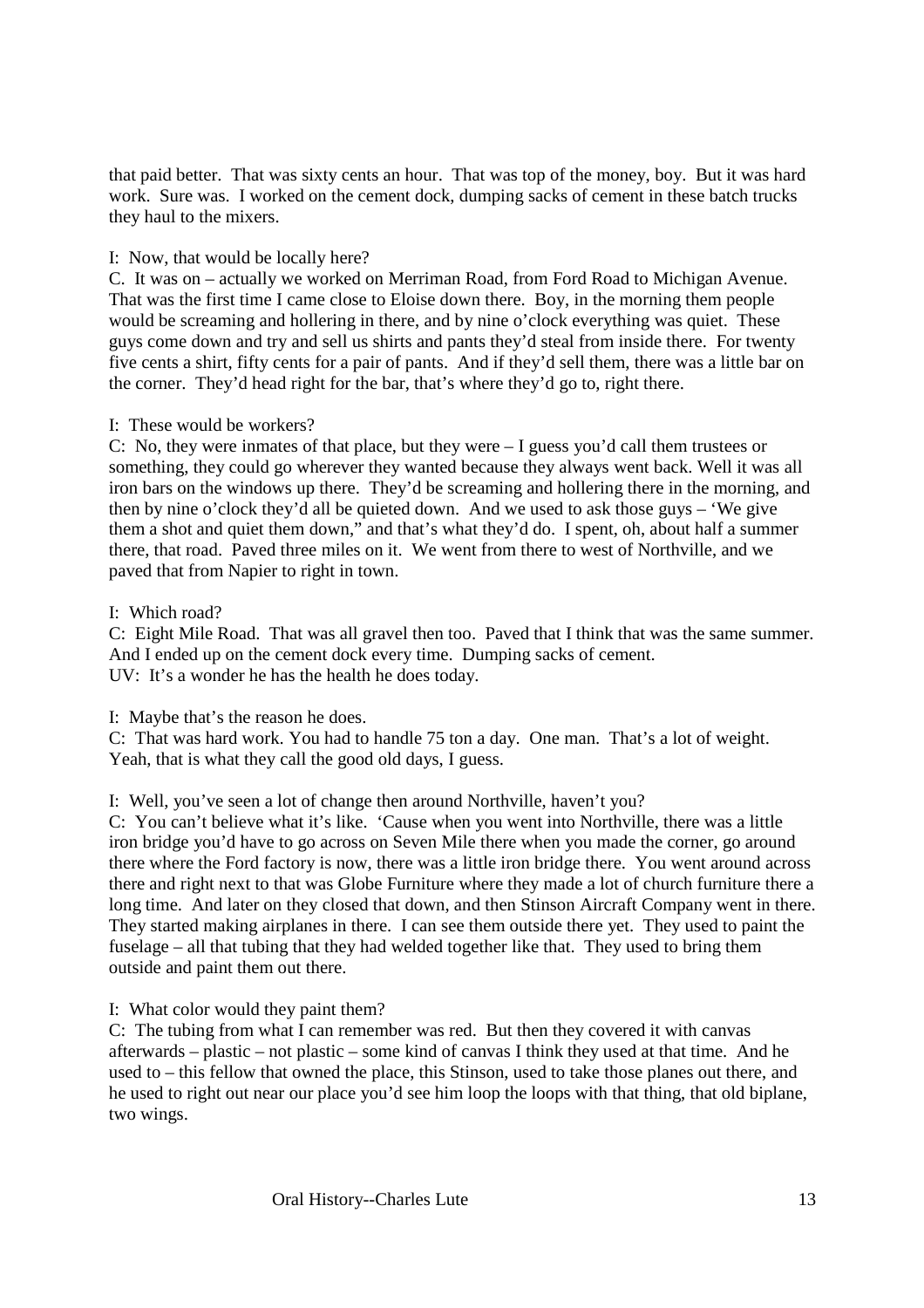that paid better. That was sixty cents an hour. That was top of the money, boy. But it was hard work. Sure was. I worked on the cement dock, dumping sacks of cement in these batch trucks they haul to the mixers.

I: Now, that would be locally here?

C. It was on – actually we worked on Merriman Road, from Ford Road to Michigan Avenue. That was the first time I came close to Eloise down there. Boy, in the morning them people would be screaming and hollering in there, and by nine o'clock everything was quiet. These guys come down and try and sell us shirts and pants they'd steal from inside there. For twenty five cents a shirt, fifty cents for a pair of pants. And if they'd sell them, there was a little bar on the corner. They'd head right for the bar, that's where they'd go to, right there.

I: These would be workers?

C: No, they were inmates of that place, but they were – I guess you'd call them trustees or something, they could go wherever they wanted because they always went back. Well it was all iron bars on the windows up there. They'd be screaming and hollering there in the morning, and then by nine o'clock they'd all be quieted down. And we used to ask those guys – 'We give them a shot and quiet them down," and that's what they'd do. I spent, oh, about half a summer there, that road. Paved three miles on it. We went from there to west of Northville, and we paved that from Napier to right in town.

I: Which road?

C: Eight Mile Road. That was all gravel then too. Paved that I think that was the same summer. And I ended up on the cement dock every time. Dumping sacks of cement.

UV: It's a wonder he has the health he does today.

I: Maybe that's the reason he does.

C: That was hard work. You had to handle 75 ton a day. One man. That's a lot of weight. Yeah, that is what they call the good old days, I guess.

I: Well, you've seen a lot of change then around Northville, haven't you?

C: You can't believe what it's like. 'Cause when you went into Northville, there was a little iron bridge you'd have to go across on Seven Mile there when you made the corner, go around there where the Ford factory is now, there was a little iron bridge there. You went around across there and right next to that was Globe Furniture where they made a lot of church furniture there a long time. And later on they closed that down, and then Stinson Aircraft Company went in there. They started making airplanes in there. I can see them outside there yet. They used to paint the fuselage – all that tubing that they had welded together like that. They used to bring them outside and paint them out there.

I: What color would they paint them?

C: The tubing from what I can remember was red. But then they covered it with canvas afterwards – plastic – not plastic – some kind of canvas I think they used at that time. And he used to – this fellow that owned the place, this Stinson, used to take those planes out there, and he used to right out near our place you'd see him loop the loops with that thing, that old biplane, two wings.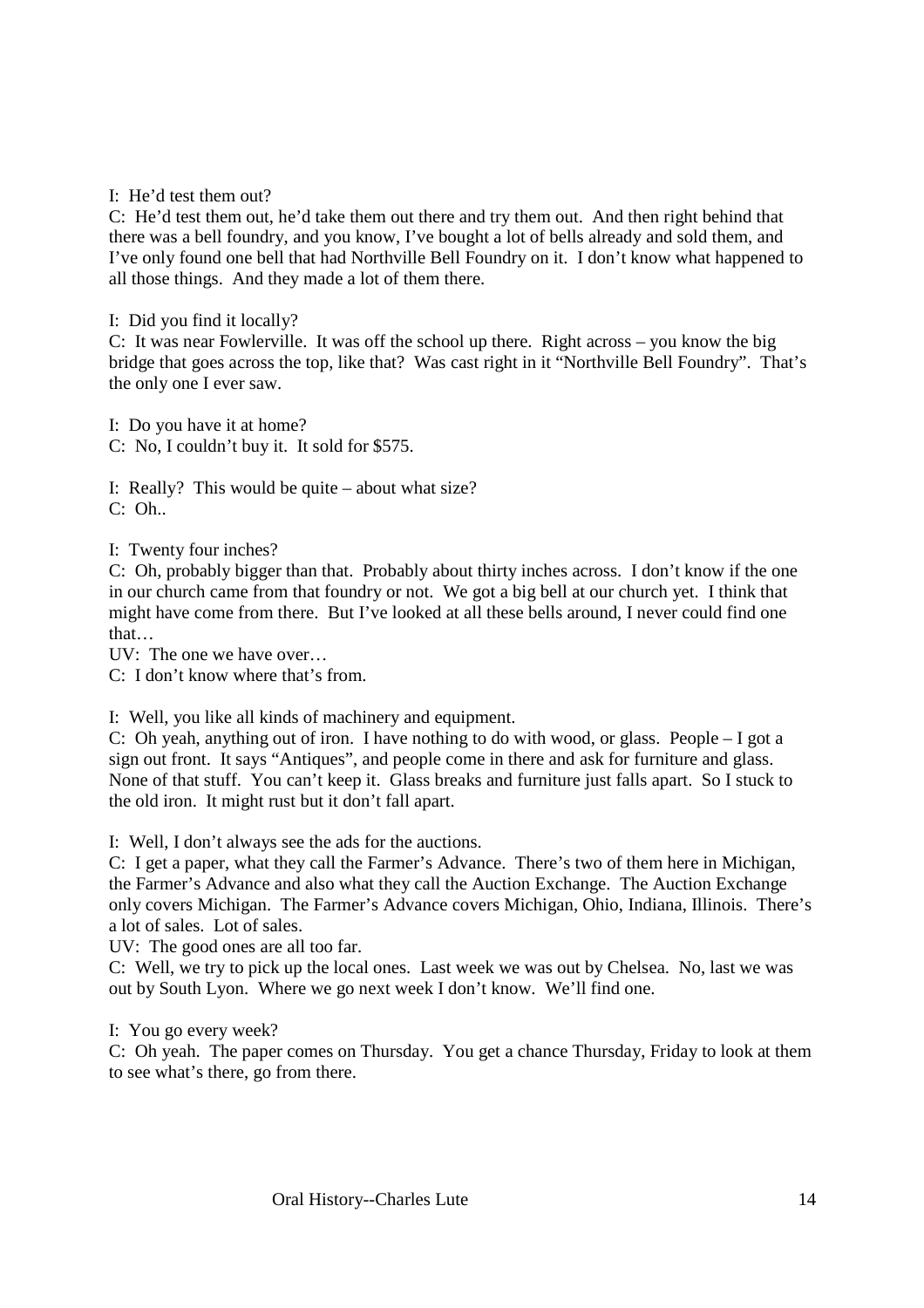I: He'd test them out?
C: He'd test them out, he'd take them out there and try them out. And then right behind that there was a bell foundry, and you know, I've bought a lot of bells already and sold them, and I've only found one bell that had Northville Bell Foundry on it. I don't know what happened to all those things. And they made a lot of them there.

I: Did you find it locally?
C: It was near Fowlerville. It was off the school up there. Right across – you know the big bridge that goes across the top, like that? Was cast right in it "Northville Bell Foundry". That's the only one I ever saw.

I: Do you have it at home?
C: No, I couldn't buy it. It sold for $575.

I: Really? This would be quite – about what size?
C: Oh..

I: Twenty four inches?
C: Oh, probably bigger than that. Probably about thirty inches across. I don't know if the one in our church came from that foundry or not. We got a big bell at our church yet. I think that might have come from there. But I've looked at all these bells around, I never could find one that…
UV: The one we have over…
C: I don't know where that's from.

I: Well, you like all kinds of machinery and equipment.
C: Oh yeah, anything out of iron. I have nothing to do with wood, or glass. People – I got a sign out front. It says "Antiques", and people come in there and ask for furniture and glass. None of that stuff. You can't keep it. Glass breaks and furniture just falls apart. So I stuck to the old iron. It might rust but it don't fall apart.

I: Well, I don't always see the ads for the auctions.
C: I get a paper, what they call the Farmer's Advance. There's two of them here in Michigan, the Farmer's Advance and also what they call the Auction Exchange. The Auction Exchange only covers Michigan. The Farmer's Advance covers Michigan, Ohio, Indiana, Illinois. There's a lot of sales. Lot of sales.
UV: The good ones are all too far.
C: Well, we try to pick up the local ones. Last week we was out by Chelsea. No, last we was out by South Lyon. Where we go next week I don't know. We'll find one.

I: You go every week?
C: Oh yeah. The paper comes on Thursday. You get a chance Thursday, Friday to look at them to see what's there, go from there.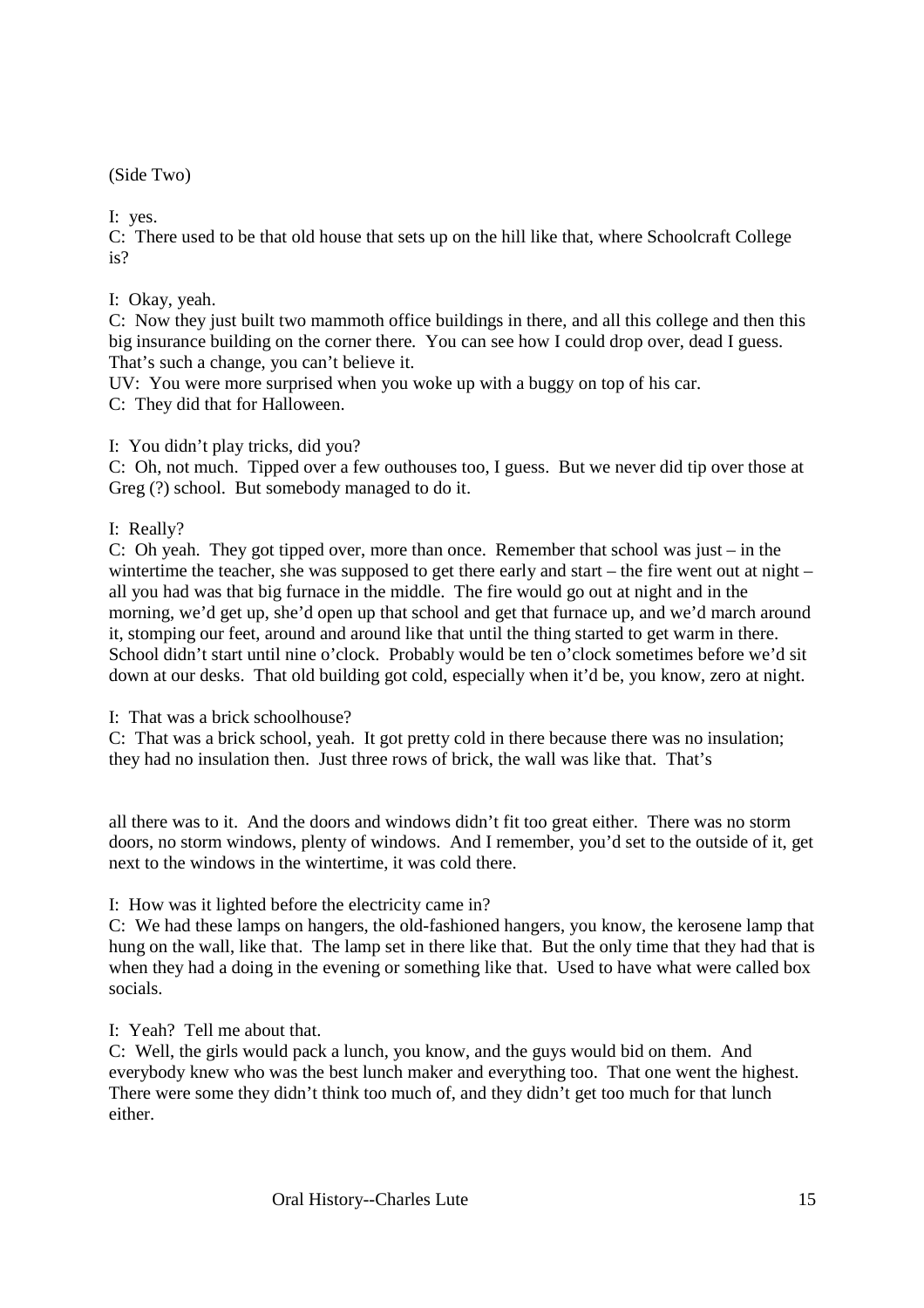(Side Two)

I: yes.
C: There used to be that old house that sets up on the hill like that, where Schoolcraft College is?

I: Okay, yeah.
C: Now they just built two mammoth office buildings in there, and all this college and then this big insurance building on the corner there. You can see how I could drop over, dead I guess. That's such a change, you can't believe it.
UV: You were more surprised when you woke up with a buggy on top of his car.
C: They did that for Halloween.

I: You didn't play tricks, did you?
C: Oh, not much. Tipped over a few outhouses too, I guess. But we never did tip over those at Greg (?) school. But somebody managed to do it.

I: Really?
C: Oh yeah. They got tipped over, more than once. Remember that school was just – in the wintertime the teacher, she was supposed to get there early and start – the fire went out at night – all you had was that big furnace in the middle. The fire would go out at night and in the morning, we'd get up, she'd open up that school and get that furnace up, and we'd march around it, stomping our feet, around and around like that until the thing started to get warm in there. School didn't start until nine o'clock. Probably would be ten o'clock sometimes before we'd sit down at our desks. That old building got cold, especially when it'd be, you know, zero at night.

I: That was a brick schoolhouse?
C: That was a brick school, yeah. It got pretty cold in there because there was no insulation; they had no insulation then. Just three rows of brick, the wall was like that. That's all there was to it. And the doors and windows didn't fit too great either. There was no storm doors, no storm windows, plenty of windows. And I remember, you'd set to the outside of it, get next to the windows in the wintertime, it was cold there.

I: How was it lighted before the electricity came in?
C: We had these lamps on hangers, the old-fashioned hangers, you know, the kerosene lamp that hung on the wall, like that. The lamp set in there like that. But the only time that they had that is when they had a doing in the evening or something like that. Used to have what were called box socials.

I: Yeah? Tell me about that.
C: Well, the girls would pack a lunch, you know, and the guys would bid on them. And everybody knew who was the best lunch maker and everything too. That one went the highest. There were some they didn't think too much of, and they didn't get too much for that lunch either.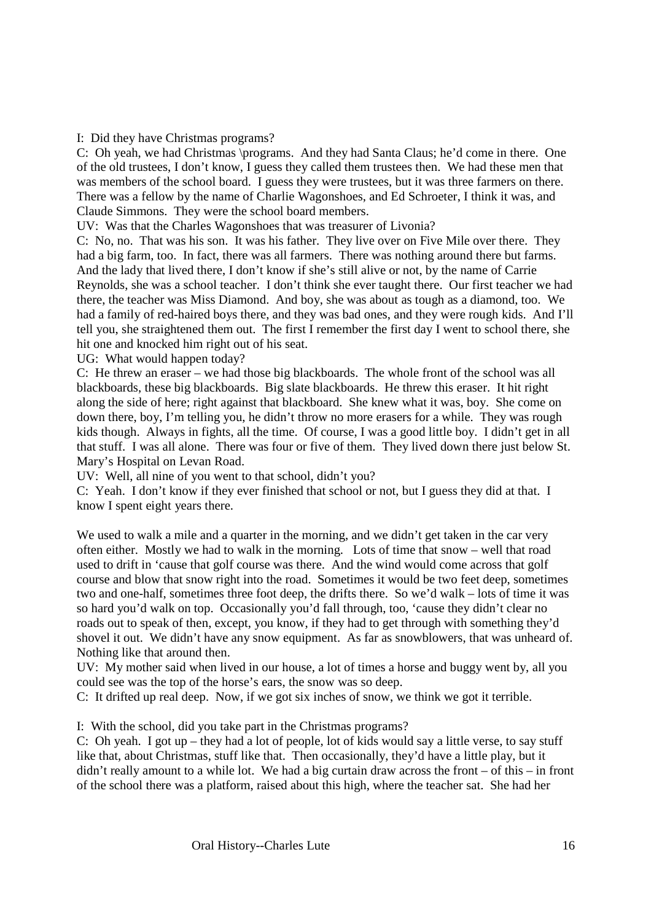I: Did they have Christmas programs?

C: Oh yeah, we had Christmas \programs. And they had Santa Claus; he'd come in there. One of the old trustees, I don't know, I guess they called them trustees then. We had these men that was members of the school board. I guess they were trustees, but it was three farmers on there. There was a fellow by the name of Charlie Wagonshoes, and Ed Schroeter, I think it was, and Claude Simmons. They were the school board members.

UV: Was that the Charles Wagonshoes that was treasurer of Livonia?

C: No, no. That was his son. It was his father. They live over on Five Mile over there. They had a big farm, too. In fact, there was all farmers. There was nothing around there but farms. And the lady that lived there, I don't know if she's still alive or not, by the name of Carrie Reynolds, she was a school teacher. I don't think she ever taught there. Our first teacher we had there, the teacher was Miss Diamond. And boy, she was about as tough as a diamond, too. We had a family of red-haired boys there, and they was bad ones, and they were rough kids. And I'll tell you, she straightened them out. The first I remember the first day I went to school there, she hit one and knocked him right out of his seat.

UG: What would happen today?

C: He threw an eraser – we had those big blackboards. The whole front of the school was all blackboards, these big blackboards. Big slate blackboards. He threw this eraser. It hit right along the side of here; right against that blackboard. She knew what it was, boy. She come on down there, boy, I'm telling you, he didn't throw no more erasers for a while. They was rough kids though. Always in fights, all the time. Of course, I was a good little boy. I didn't get in all that stuff. I was all alone. There was four or five of them. They lived down there just below St. Mary's Hospital on Levan Road.

UV: Well, all nine of you went to that school, didn't you?

C: Yeah. I don't know if they ever finished that school or not, but I guess they did at that. I know I spent eight years there.

We used to walk a mile and a quarter in the morning, and we didn't get taken in the car very often either. Mostly we had to walk in the morning. Lots of time that snow – well that road used to drift in 'cause that golf course was there. And the wind would come across that golf course and blow that snow right into the road. Sometimes it would be two feet deep, sometimes two and one-half, sometimes three foot deep, the drifts there. So we'd walk – lots of time it was so hard you'd walk on top. Occasionally you'd fall through, too, 'cause they didn't clear no roads out to speak of then, except, you know, if they had to get through with something they'd shovel it out. We didn't have any snow equipment. As far as snowblowers, that was unheard of. Nothing like that around then.

UV: My mother said when lived in our house, a lot of times a horse and buggy went by, all you could see was the top of the horse's ears, the snow was so deep.

C: It drifted up real deep. Now, if we got six inches of snow, we think we got it terrible.

I: With the school, did you take part in the Christmas programs?

C: Oh yeah. I got up – they had a lot of people, lot of kids would say a little verse, to say stuff like that, about Christmas, stuff like that. Then occasionally, they'd have a little play, but it didn't really amount to a while lot. We had a big curtain draw across the front – of this – in front of the school there was a platform, raised about this high, where the teacher sat. She had her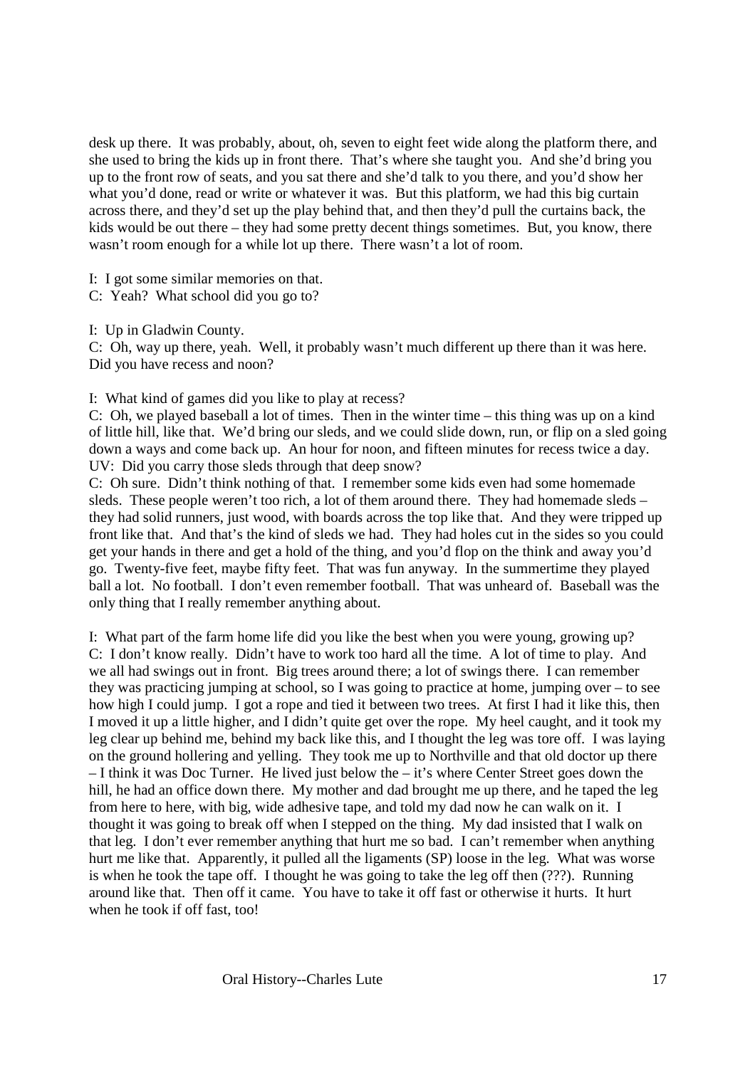desk up there. It was probably, about, oh, seven to eight feet wide along the platform there, and she used to bring the kids up in front there. That's where she taught you. And she'd bring you up to the front row of seats, and you sat there and she'd talk to you there, and you'd show her what you'd done, read or write or whatever it was. But this platform, we had this big curtain across there, and they'd set up the play behind that, and then they'd pull the curtains back, the kids would be out there – they had some pretty decent things sometimes. But, you know, there wasn't room enough for a while lot up there. There wasn't a lot of room.

I: I got some similar memories on that.
C: Yeah? What school did you go to?

I: Up in Gladwin County.
C: Oh, way up there, yeah. Well, it probably wasn't much different up there than it was here. Did you have recess and noon?

I: What kind of games did you like to play at recess?
C: Oh, we played baseball a lot of times. Then in the winter time – this thing was up on a kind of little hill, like that. We'd bring our sleds, and we could slide down, run, or flip on a sled going down a ways and come back up. An hour for noon, and fifteen minutes for recess twice a day.
UV: Did you carry those sleds through that deep snow?
C: Oh sure. Didn't think nothing of that. I remember some kids even had some homemade sleds. These people weren't too rich, a lot of them around there. They had homemade sleds – they had solid runners, just wood, with boards across the top like that. And they were tripped up front like that. And that's the kind of sleds we had. They had holes cut in the sides so you could get your hands in there and get a hold of the thing, and you'd flop on the think and away you'd go. Twenty-five feet, maybe fifty feet. That was fun anyway. In the summertime they played ball a lot. No football. I don't even remember football. That was unheard of. Baseball was the only thing that I really remember anything about.

I: What part of the farm home life did you like the best when you were young, growing up?
C: I don't know really. Didn't have to work too hard all the time. A lot of time to play. And we all had swings out in front. Big trees around there; a lot of swings there. I can remember they was practicing jumping at school, so I was going to practice at home, jumping over – to see how high I could jump. I got a rope and tied it between two trees. At first I had it like this, then I moved it up a little higher, and I didn't quite get over the rope. My heel caught, and it took my leg clear up behind me, behind my back like this, and I thought the leg was tore off. I was laying on the ground hollering and yelling. They took me up to Northville and that old doctor up there – I think it was Doc Turner. He lived just below the – it's where Center Street goes down the hill, he had an office down there. My mother and dad brought me up there, and he taped the leg from here to here, with big, wide adhesive tape, and told my dad now he can walk on it. I thought it was going to break off when I stepped on the thing. My dad insisted that I walk on that leg. I don't ever remember anything that hurt me so bad. I can't remember when anything hurt me like that. Apparently, it pulled all the ligaments (SP) loose in the leg. What was worse is when he took the tape off. I thought he was going to take the leg off then (???). Running around like that. Then off it came. You have to take it off fast or otherwise it hurts. It hurt when he took if off fast, too!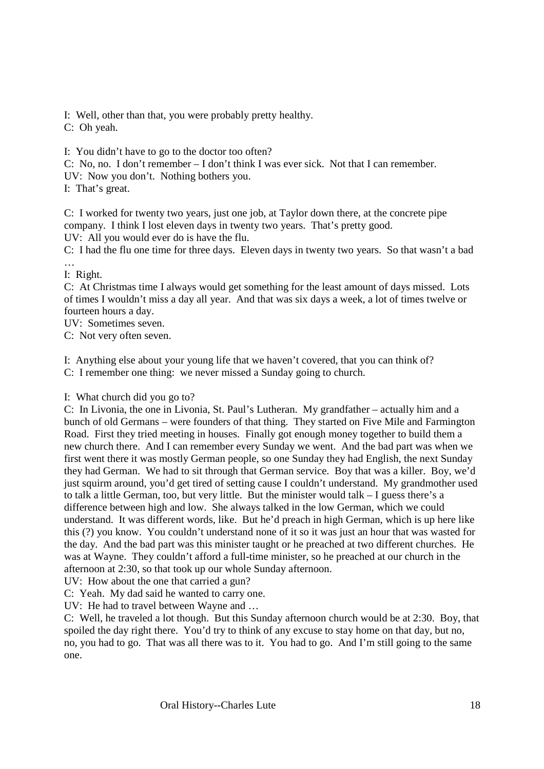I: Well, other than that, you were probably pretty healthy.
C: Oh yeah.

I: You didn't have to go to the doctor too often?
C: No, no. I don't remember – I don't think I was ever sick. Not that I can remember.
UV: Now you don't. Nothing bothers you.
I: That's great.

C: I worked for twenty two years, just one job, at Taylor down there, at the concrete pipe company. I think I lost eleven days in twenty two years. That's pretty good.
UV: All you would ever do is have the flu.
C: I had the flu one time for three days. Eleven days in twenty two years. So that wasn't a bad …
I: Right.
C: At Christmas time I always would get something for the least amount of days missed. Lots of times I wouldn't miss a day all year. And that was six days a week, a lot of times twelve or fourteen hours a day.
UV: Sometimes seven.
C: Not very often seven.

I: Anything else about your young life that we haven't covered, that you can think of?
C: I remember one thing: we never missed a Sunday going to church.

I: What church did you go to?
C: In Livonia, the one in Livonia, St. Paul's Lutheran. My grandfather – actually him and a bunch of old Germans – were founders of that thing. They started on Five Mile and Farmington Road. First they tried meeting in houses. Finally got enough money together to build them a new church there. And I can remember every Sunday we went. And the bad part was when we first went there it was mostly German people, so one Sunday they had English, the next Sunday they had German. We had to sit through that German service. Boy that was a killer. Boy, we'd just squirm around, you'd get tired of setting cause I couldn't understand. My grandmother used to talk a little German, too, but very little. But the minister would talk – I guess there's a difference between high and low. She always talked in the low German, which we could understand. It was different words, like. But he'd preach in high German, which is up here like this (?) you know. You couldn't understand none of it so it was just an hour that was wasted for the day. And the bad part was this minister taught or he preached at two different churches. He was at Wayne. They couldn't afford a full-time minister, so he preached at our church in the afternoon at 2:30, so that took up our whole Sunday afternoon.
UV: How about the one that carried a gun?
C: Yeah. My dad said he wanted to carry one.
UV: He had to travel between Wayne and …
C: Well, he traveled a lot though. But this Sunday afternoon church would be at 2:30. Boy, that spoiled the day right there. You'd try to think of any excuse to stay home on that day, but no, no, you had to go. That was all there was to it. You had to go. And I'm still going to the same one.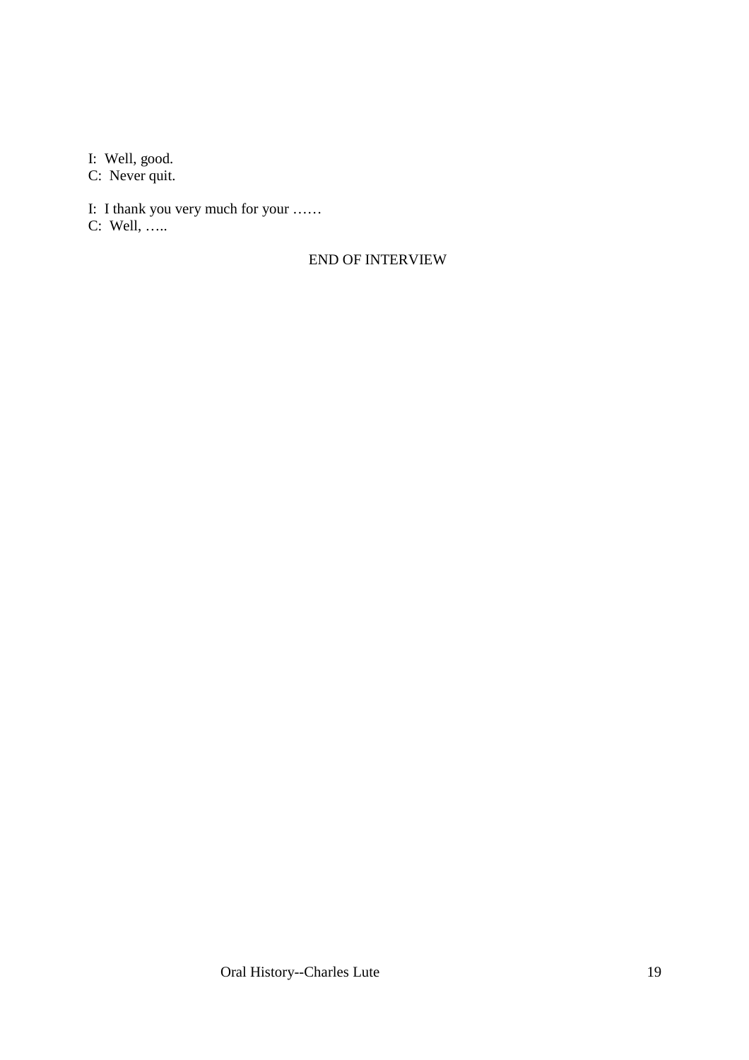I: Well, good.
C: Never quit.

I: I thank you very much for your ……
C: Well, …..

END OF INTERVIEW